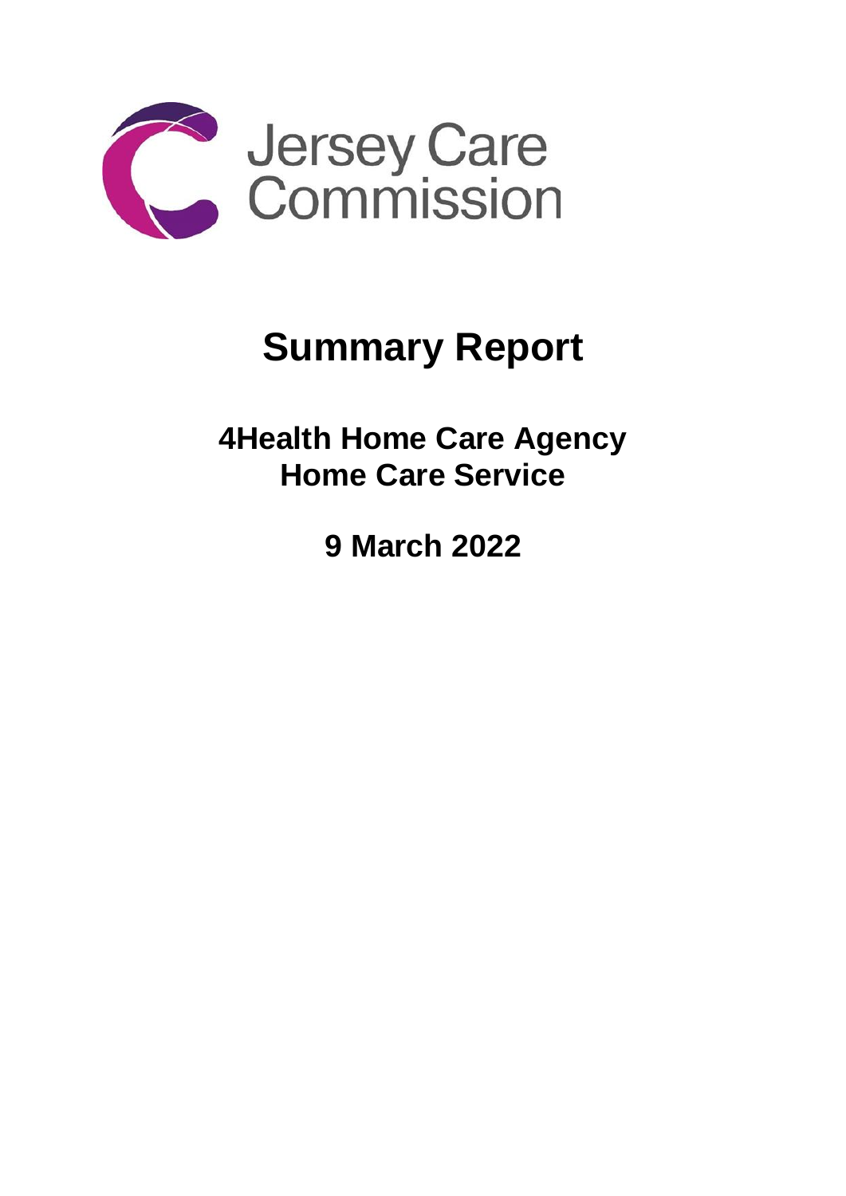Jersey Care Commission

# Summary Report

## 4Health Home Care Agency
## Home Care Service

## 9 March 2022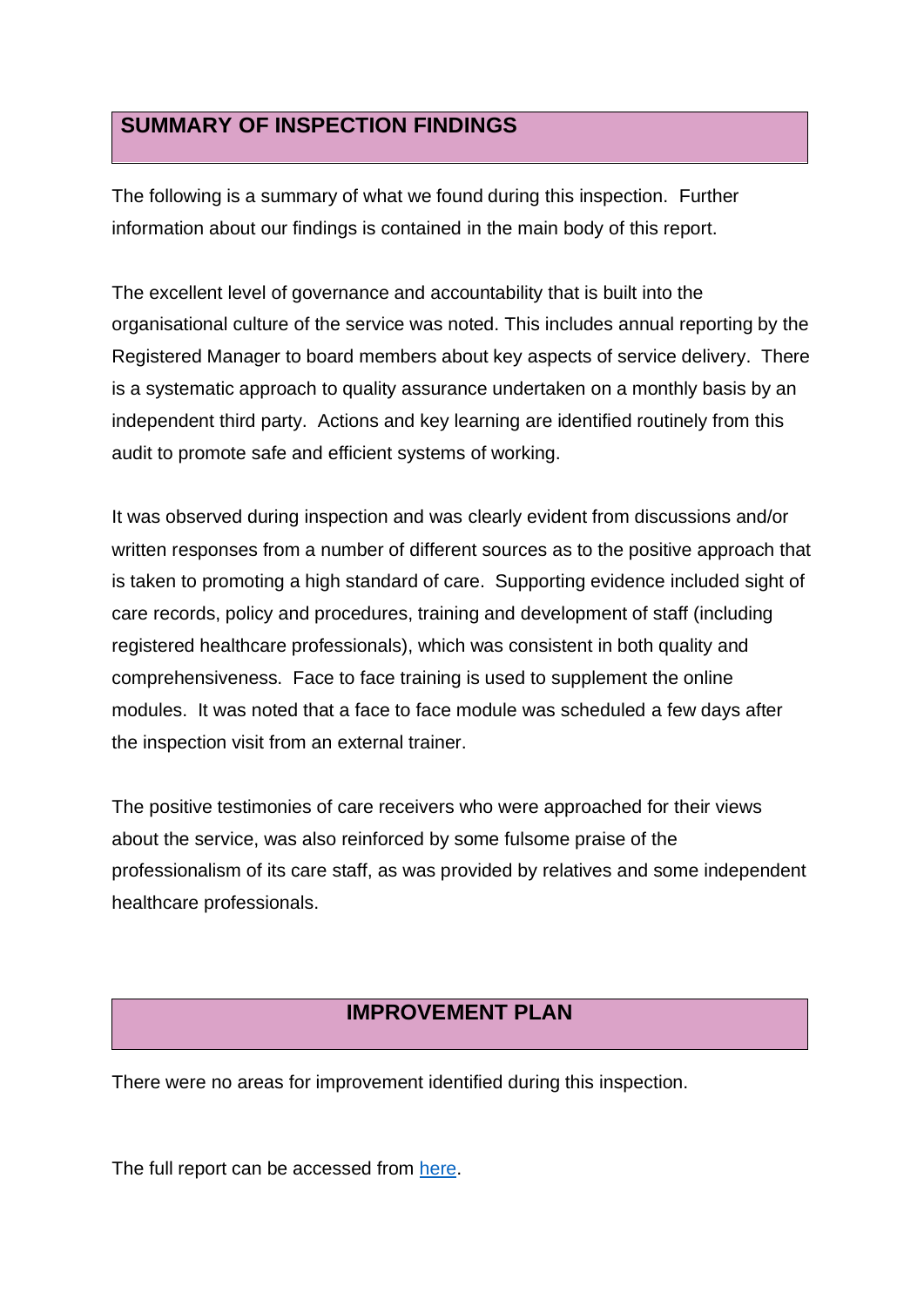## SUMMARY OF INSPECTION FINDINGS

The following is a summary of what we found during this inspection. Further information about our findings is contained in the main body of this report.

The excellent level of governance and accountability that is built into the organisational culture of the service was noted. This includes annual reporting by the Registered Manager to board members about key aspects of service delivery. There is a systematic approach to quality assurance undertaken on a monthly basis by an independent third party. Actions and key learning are identified routinely from this audit to promote safe and efficient systems of working.

It was observed during inspection and was clearly evident from discussions and/or written responses from a number of different sources as to the positive approach that is taken to promoting a high standard of care. Supporting evidence included sight of care records, policy and procedures, training and development of staff (including registered healthcare professionals), which was consistent in both quality and comprehensiveness. Face to face training is used to supplement the online modules. It was noted that a face to face module was scheduled a few days after the inspection visit from an external trainer.

The positive testimonies of care receivers who were approached for their views about the service, was also reinforced by some fulsome praise of the professionalism of its care staff, as was provided by relatives and some independent healthcare professionals.

## IMPROVEMENT PLAN

There were no areas for improvement identified during this inspection.

The full report can be accessed from [here](#).